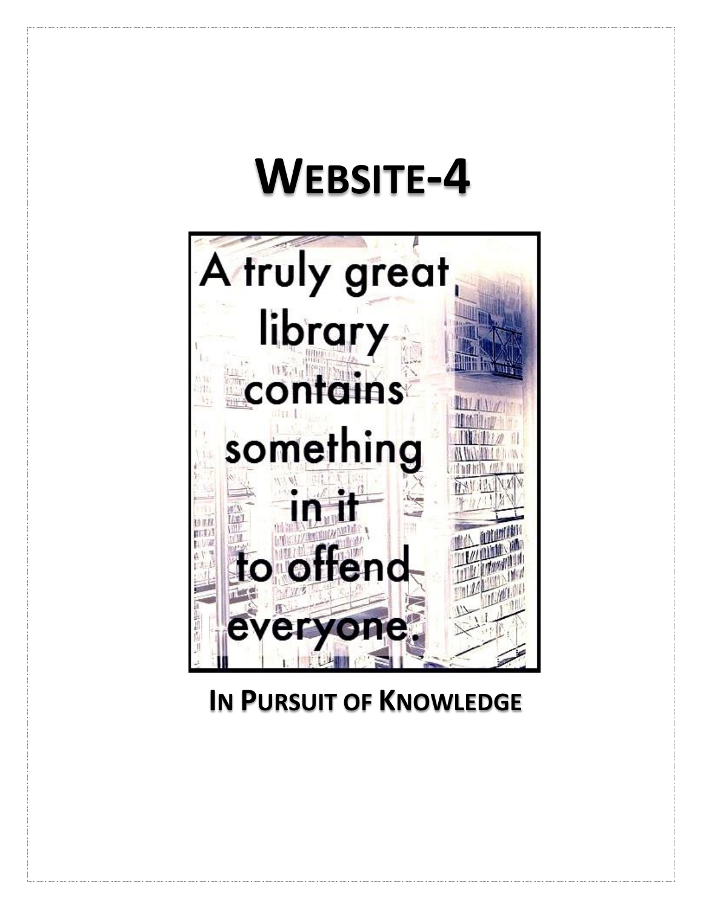# WEBSITE-4

A truly great library contains something in it to offend everyone.

**IN PURSUIT OF KNOWLEDGE**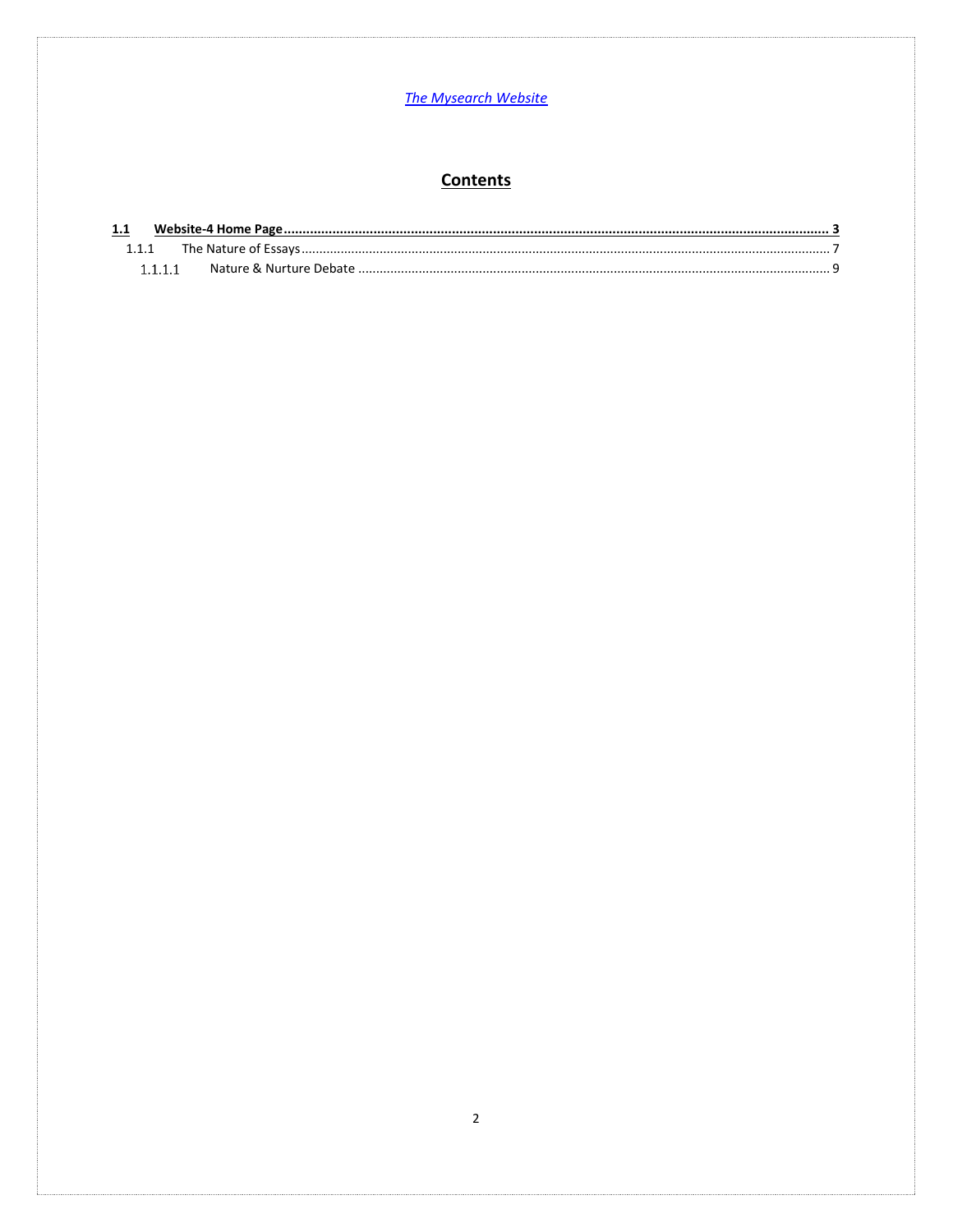*The Mysearch Website*

## Contents

**1.1 Website-4 Home Page ..... 3**

1.1.1 The Nature of Essays ..... 7

1.1.1.1 Nature & Nurture Debate ..... 9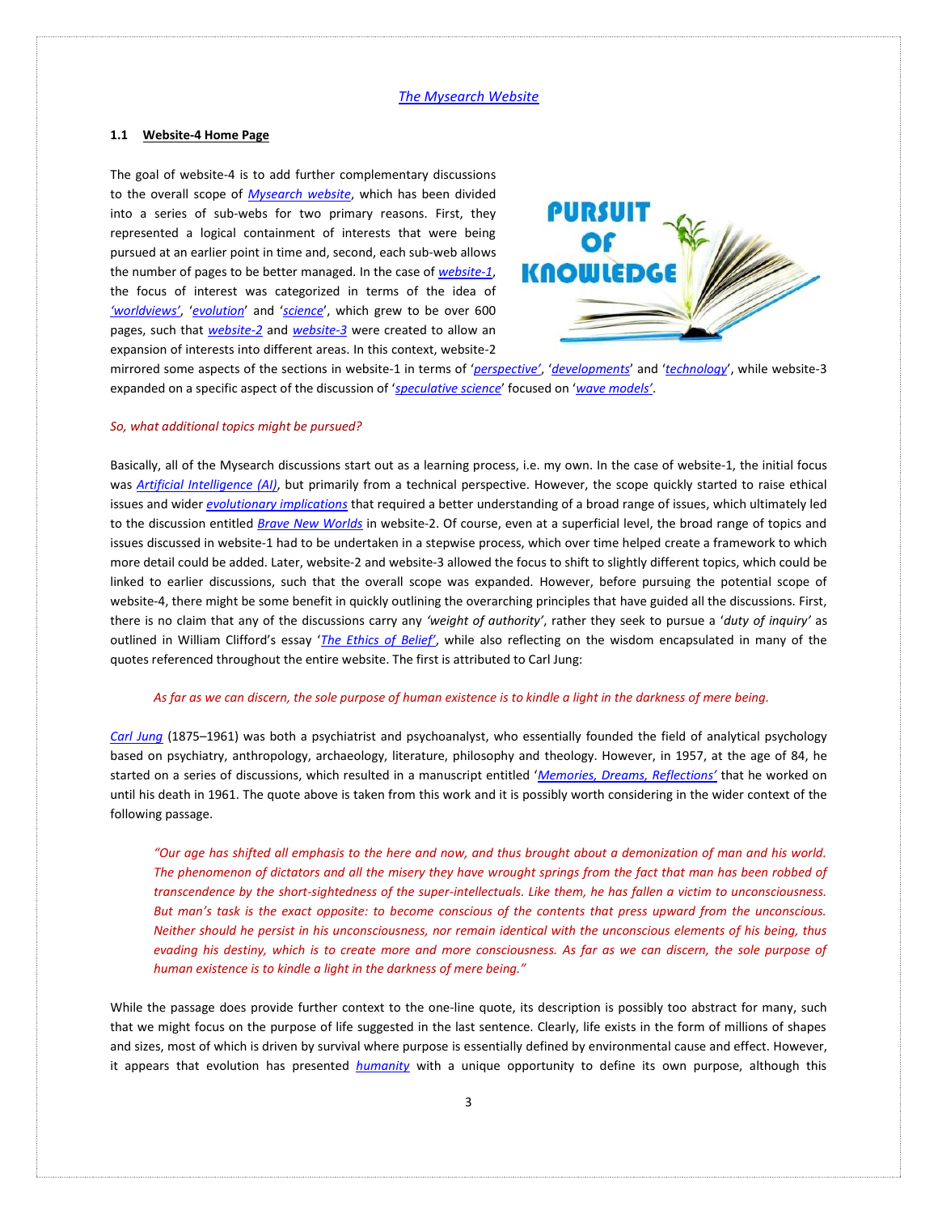*The Mysearch Website*

### 1.1 Website-4 Home Page

The goal of website-4 is to add further complementary discussions to the overall scope of *Mysearch website*, which has been divided into a series of sub-webs for two primary reasons. First, they represented a logical containment of interests that were being pursued at an earlier point in time and, second, each sub-web allows the number of pages to be better managed. In the case of *website-1*, the focus of interest was categorized in terms of the idea of *'worldviews'*, '*evolution*' and '*science*', which grew to be over 600 pages, such that *website-2* and *website-3* were created to allow an expansion of interests into different areas. In this context, website-2 mirrored some aspects of the sections in website-1 in terms of '*perspective*', '*developments*' and '*technology*', while website-3 expanded on a specific aspect of the discussion of '*speculative science*' focused on '*wave models*'.

*So, what additional topics might be pursued?*

Basically, all of the Mysearch discussions start out as a learning process, i.e. my own. In the case of website-1, the initial focus was *Artificial Intelligence (AI)*, but primarily from a technical perspective. However, the scope quickly started to raise ethical issues and wider *evolutionary implications* that required a better understanding of a broad range of issues, which ultimately led to the discussion entitled *Brave New Worlds* in website-2. Of course, even at a superficial level, the broad range of topics and issues discussed in website-1 had to be undertaken in a stepwise process, which over time helped create a framework to which more detail could be added. Later, website-2 and website-3 allowed the focus to shift to slightly different topics, which could be linked to earlier discussions, such that the overall scope was expanded. However, before pursuing the potential scope of website-4, there might be some benefit in quickly outlining the overarching principles that have guided all the discussions. First, there is no claim that any of the discussions carry any *'weight of authority'*, rather they seek to pursue a '*duty of inquiry'* as outlined in William Clifford's essay '*The Ethics of Belief*', while also reflecting on the wisdom encapsulated in many of the quotes referenced throughout the entire website. The first is attributed to Carl Jung:

> *As far as we can discern, the sole purpose of human existence is to kindle a light in the darkness of mere being.*

*Carl Jung* (1875–1961) was both a psychiatrist and psychoanalyst, who essentially founded the field of analytical psychology based on psychiatry, anthropology, archaeology, literature, philosophy and theology. However, in 1957, at the age of 84, he started on a series of discussions, which resulted in a manuscript entitled '*Memories, Dreams, Reflections'* that he worked on until his death in 1961. The quote above is taken from this work and it is possibly worth considering in the wider context of the following passage.

> *"Our age has shifted all emphasis to the here and now, and thus brought about a demonization of man and his world. The phenomenon of dictators and all the misery they have wrought springs from the fact that man has been robbed of transcendence by the short-sightedness of the super-intellectuals. Like them, he has fallen a victim to unconsciousness. But man's task is the exact opposite: to become conscious of the contents that press upward from the unconscious. Neither should he persist in his unconsciousness, nor remain identical with the unconscious elements of his being, thus evading his destiny, which is to create more and more consciousness. As far as we can discern, the sole purpose of human existence is to kindle a light in the darkness of mere being."*

While the passage does provide further context to the one-line quote, its description is possibly too abstract for many, such that we might focus on the purpose of life suggested in the last sentence. Clearly, life exists in the form of millions of shapes and sizes, most of which is driven by survival where purpose is essentially defined by environmental cause and effect. However, it appears that evolution has presented *humanity* with a unique opportunity to define its own purpose, although this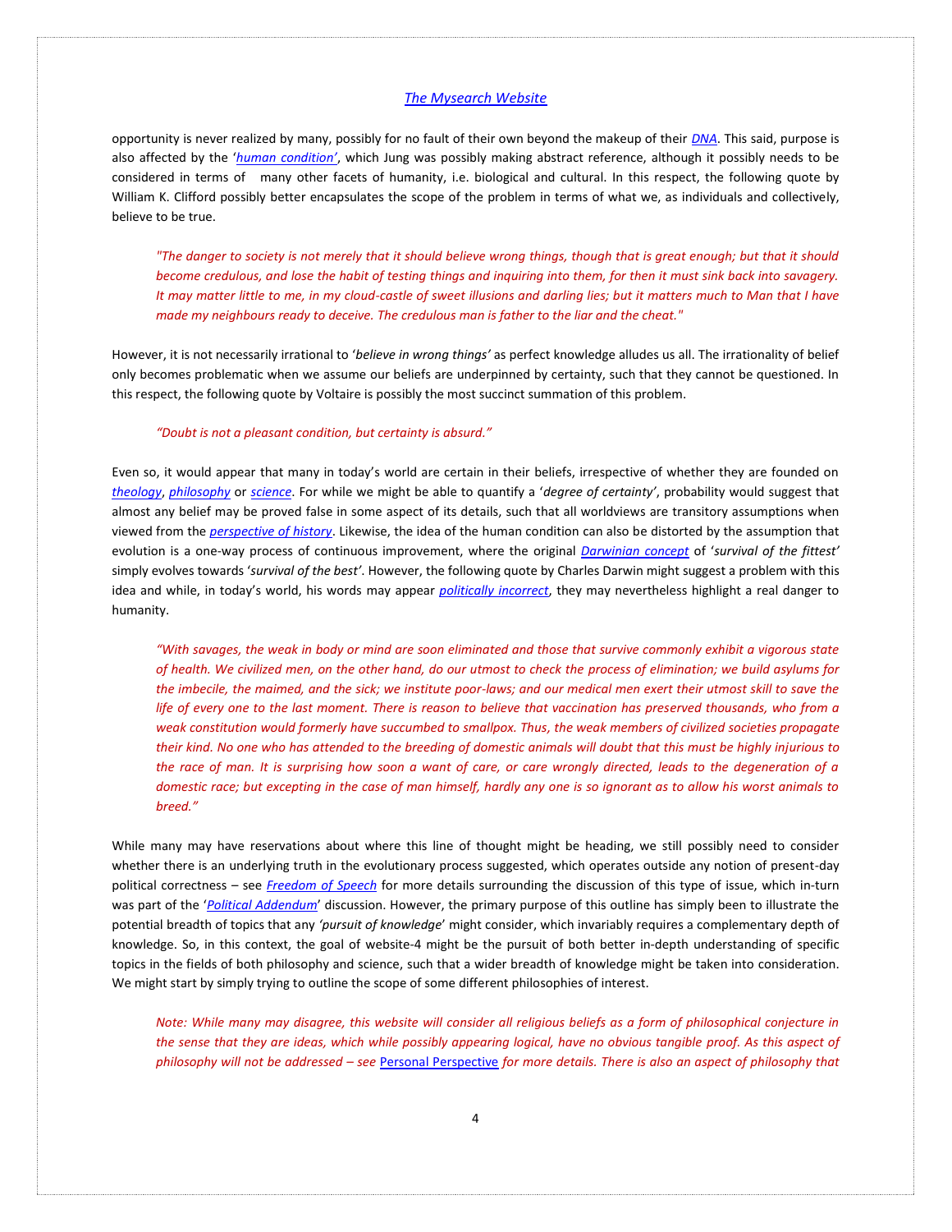opportunity is never realized by many, possibly for no fault of their own beyond the makeup of their *DNA*. This said, purpose is also affected by the '*human condition*', which Jung was possibly making abstract reference, although it possibly needs to be considered in terms of many other facets of humanity, i.e. biological and cultural. In this respect, the following quote by William K. Clifford possibly better encapsulates the scope of the problem in terms of what we, as individuals and collectively, believe to be true.

> *"The danger to society is not merely that it should believe wrong things, though that is great enough; but that it should become credulous, and lose the habit of testing things and inquiring into them, for then it must sink back into savagery. It may matter little to me, in my cloud-castle of sweet illusions and darling lies; but it matters much to Man that I have made my neighbours ready to deceive. The credulous man is father to the liar and the cheat."*

However, it is not necessarily irrational to '*believe in wrong things'* as perfect knowledge alludes us all. The irrationality of belief only becomes problematic when we assume our beliefs are underpinned by certainty, such that they cannot be questioned. In this respect, the following quote by Voltaire is possibly the most succinct summation of this problem.

> *"Doubt is not a pleasant condition, but certainty is absurd."*

Even so, it would appear that many in today's world are certain in their beliefs, irrespective of whether they are founded on *theology*, *philosophy* or *science*. For while we might be able to quantify a '*degree of certainty*', probability would suggest that almost any belief may be proved false in some aspect of its details, such that all worldviews are transitory assumptions when viewed from the *perspective of history*. Likewise, the idea of the human condition can also be distorted by the assumption that evolution is a one-way process of continuous improvement, where the original *Darwinian concept* of '*survival of the fittest'* simply evolves towards '*survival of the best'*. However, the following quote by Charles Darwin might suggest a problem with this idea and while, in today's world, his words may appear *politically incorrect*, they may nevertheless highlight a real danger to humanity.

> *"With savages, the weak in body or mind are soon eliminated and those that survive commonly exhibit a vigorous state of health. We civilized men, on the other hand, do our utmost to check the process of elimination; we build asylums for the imbecile, the maimed, and the sick; we institute poor-laws; and our medical men exert their utmost skill to save the life of every one to the last moment. There is reason to believe that vaccination has preserved thousands, who from a weak constitution would formerly have succumbed to smallpox. Thus, the weak members of civilized societies propagate their kind. No one who has attended to the breeding of domestic animals will doubt that this must be highly injurious to the race of man. It is surprising how soon a want of care, or care wrongly directed, leads to the degeneration of a domestic race; but excepting in the case of man himself, hardly any one is so ignorant as to allow his worst animals to breed."*

While many may have reservations about where this line of thought might be heading, we still possibly need to consider whether there is an underlying truth in the evolutionary process suggested, which operates outside any notion of present-day political correctness – see *Freedom of Speech* for more details surrounding the discussion of this type of issue, which in-turn was part of the '*Political Addendum*' discussion. However, the primary purpose of this outline has simply been to illustrate the potential breadth of topics that any '*pursuit of knowledge*' might consider, which invariably requires a complementary depth of knowledge. So, in this context, the goal of website-4 might be the pursuit of both better in-depth understanding of specific topics in the fields of both philosophy and science, such that a wider breadth of knowledge might be taken into consideration. We might start by simply trying to outline the scope of some different philosophies of interest.

> *Note: While many may disagree, this website will consider all religious beliefs as a form of philosophical conjecture in the sense that they are ideas, which while possibly appearing logical, have no obvious tangible proof. As this aspect of philosophy will not be addressed – see* Personal Perspective *for more details. There is also an aspect of philosophy that*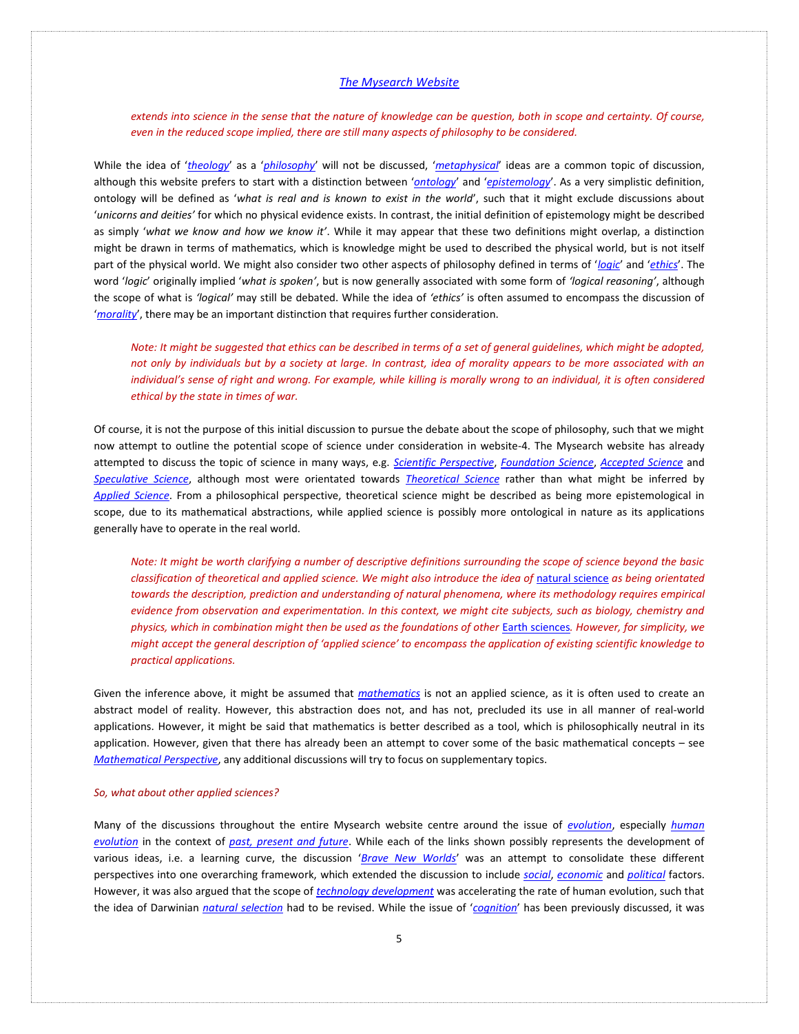*extends into science in the sense that the nature of knowledge can be question, both in scope and certainty. Of course, even in the reduced scope implied, there are still many aspects of philosophy to be considered.*

While the idea of '*theology*' as a '*philosophy*' will not be discussed, '*metaphysical*' ideas are a common topic of discussion, although this website prefers to start with a distinction between '*ontology*' and '*epistemology*'. As a very simplistic definition, ontology will be defined as '*what is real and is known to exist in the world*', such that it might exclude discussions about '*unicorns and deities'* for which no physical evidence exists. In contrast, the initial definition of epistemology might be described as simply '*what we know and how we know it'*. While it may appear that these two definitions might overlap, a distinction might be drawn in terms of mathematics, which is knowledge might be used to described the physical world, but is not itself part of the physical world. We might also consider two other aspects of philosophy defined in terms of '*logic*' and '*ethics*'. The word '*logic*' originally implied '*what is spoken'*, but is now generally associated with some form of *'logical reasoning'*, although the scope of what is *'logical'* may still be debated. While the idea of *'ethics'* is often assumed to encompass the discussion of '*morality*', there may be an important distinction that requires further consideration.

*Note: It might be suggested that ethics can be described in terms of a set of general guidelines, which might be adopted, not only by individuals but by a society at large. In contrast, idea of morality appears to be more associated with an individual's sense of right and wrong. For example, while killing is morally wrong to an individual, it is often considered ethical by the state in times of war.*

Of course, it is not the purpose of this initial discussion to pursue the debate about the scope of philosophy, such that we might now attempt to outline the potential scope of science under consideration in website-4. The Mysearch website has already attempted to discuss the topic of science in many ways, e.g. *Scientific Perspective*, *Foundation Science*, *Accepted Science* and *Speculative Science*, although most were orientated towards *Theoretical Science* rather than what might be inferred by *Applied Science*. From a philosophical perspective, theoretical science might be described as being more epistemological in scope, due to its mathematical abstractions, while applied science is possibly more ontological in nature as its applications generally have to operate in the real world.

*Note: It might be worth clarifying a number of descriptive definitions surrounding the scope of science beyond the basic classification of theoretical and applied science. We might also introduce the idea of* natural science *as being orientated towards the description, prediction and understanding of natural phenomena, where its methodology requires empirical evidence from observation and experimentation. In this context, we might cite subjects, such as biology, chemistry and physics, which in combination might then be used as the foundations of other* Earth sciences*. However, for simplicity, we might accept the general description of 'applied science' to encompass the application of existing scientific knowledge to practical applications.*

Given the inference above, it might be assumed that *mathematics* is not an applied science, as it is often used to create an abstract model of reality. However, this abstraction does not, and has not, precluded its use in all manner of real-world applications. However, it might be said that mathematics is better described as a tool, which is philosophically neutral in its application. However, given that there has already been an attempt to cover some of the basic mathematical concepts – see *Mathematical Perspective*, any additional discussions will try to focus on supplementary topics.

*So, what about other applied sciences?*

Many of the discussions throughout the entire Mysearch website centre around the issue of *evolution*, especially *human evolution* in the context of *past, present and future*. While each of the links shown possibly represents the development of various ideas, i.e. a learning curve, the discussion '*Brave New Worlds*' was an attempt to consolidate these different perspectives into one overarching framework, which extended the discussion to include *social*, *economic* and *political* factors. However, it was also argued that the scope of *technology development* was accelerating the rate of human evolution, such that the idea of Darwinian *natural selection* had to be revised. While the issue of '*cognition*' has been previously discussed, it was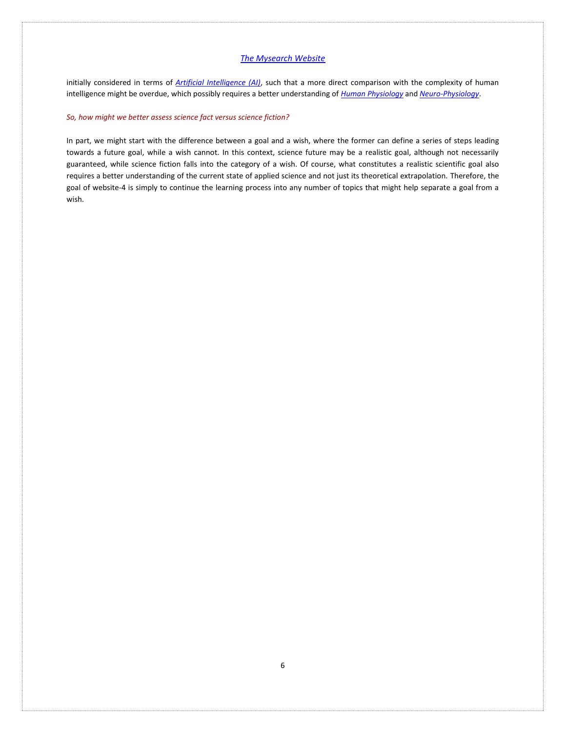initially considered in terms of *Artificial Intelligence (AI)*, such that a more direct comparison with the complexity of human intelligence might be overdue, which possibly requires a better understanding of *Human Physiology* and *Neuro-Physiology*.

*So, how might we better assess science fact versus science fiction?*

In part, we might start with the difference between a goal and a wish, where the former can define a series of steps leading towards a future goal, while a wish cannot. In this context, science future may be a realistic goal, although not necessarily guaranteed, while science fiction falls into the category of a wish. Of course, what constitutes a realistic scientific goal also requires a better understanding of the current state of applied science and not just its theoretical extrapolation. Therefore, the goal of website-4 is simply to continue the learning process into any number of topics that might help separate a goal from a wish.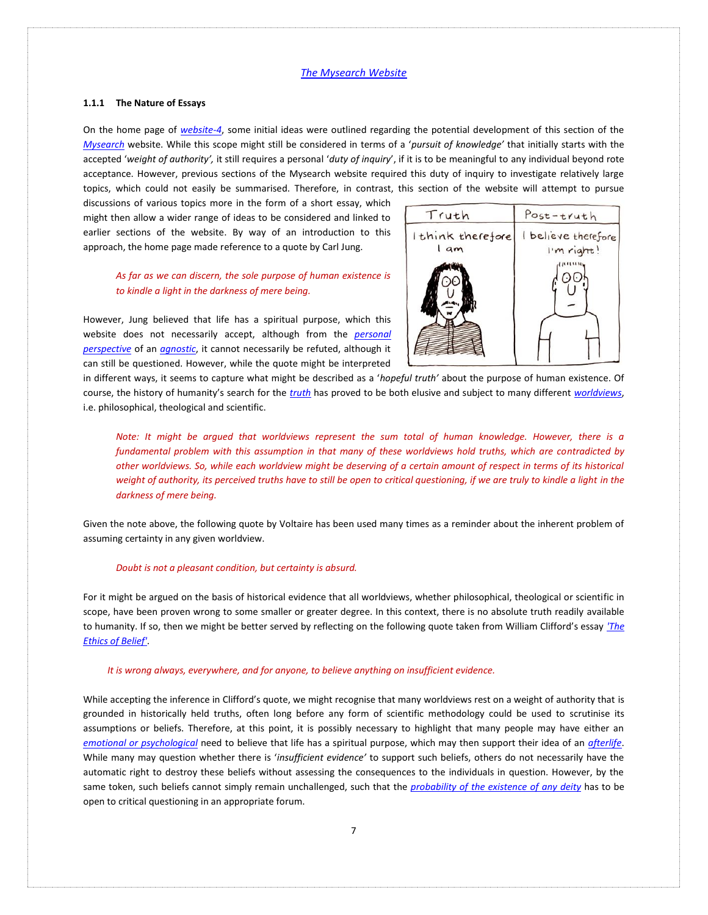The Mysearch Website

### 1.1.1 The Nature of Essays

On the home page of *website-4*, some initial ideas were outlined regarding the potential development of this section of the *Mysearch* website. While this scope might still be considered in terms of a '*pursuit of knowledge'* that initially starts with the accepted '*weight of authority',* it still requires a personal '*duty of inquiry*', if it is to be meaningful to any individual beyond rote acceptance. However, previous sections of the Mysearch website required this duty of inquiry to investigate relatively large topics, which could not easily be summarised. Therefore, in contrast, this section of the website will attempt to pursue discussions of various topics more in the form of a short essay, which might then allow a wider range of ideas to be considered and linked to earlier sections of the website. By way of an introduction to this approach, the home page made reference to a quote by Carl Jung.

> *As far as we can discern, the sole purpose of human existence is to kindle a light in the darkness of mere being.*

However, Jung believed that life has a spiritual purpose, which this website does not necessarily accept, although from the *personal perspective* of an *agnostic*, it cannot necessarily be refuted, although it can still be questioned. However, while the quote might be interpreted in different ways, it seems to capture what might be described as a '*hopeful truth'* about the purpose of human existence. Of course, the history of humanity's search for the *truth* has proved to be both elusive and subject to many different *worldviews*, i.e. philosophical, theological and scientific.

> *Note: It might be argued that worldviews represent the sum total of human knowledge. However, there is a fundamental problem with this assumption in that many of these worldviews hold truths, which are contradicted by other worldviews. So, while each worldview might be deserving of a certain amount of respect in terms of its historical weight of authority, its perceived truths have to still be open to critical questioning, if we are truly to kindle a light in the darkness of mere being.*

Given the note above, the following quote by Voltaire has been used many times as a reminder about the inherent problem of assuming certainty in any given worldview.

> *Doubt is not a pleasant condition, but certainty is absurd.*

For it might be argued on the basis of historical evidence that all worldviews, whether philosophical, theological or scientific in scope, have been proven wrong to some smaller or greater degree. In this context, there is no absolute truth readily available to humanity. If so, then we might be better served by reflecting on the following quote taken from William Clifford's essay *'The Ethics of Belief'*.

> *It is wrong always, everywhere, and for anyone, to believe anything on insufficient evidence.*

While accepting the inference in Clifford's quote, we might recognise that many worldviews rest on a weight of authority that is grounded in historically held truths, often long before any form of scientific methodology could be used to scrutinise its assumptions or beliefs. Therefore, at this point, it is possibly necessary to highlight that many people may have either an *emotional or psychological* need to believe that life has a spiritual purpose, which may then support their idea of an *afterlife*. While many may question whether there is '*insufficient evidence'* to support such beliefs, others do not necessarily have the automatic right to destroy these beliefs without assessing the consequences to the individuals in question. However, by the same token, such beliefs cannot simply remain unchallenged, such that the *probability of the existence of any deity* has to be open to critical questioning in an appropriate forum.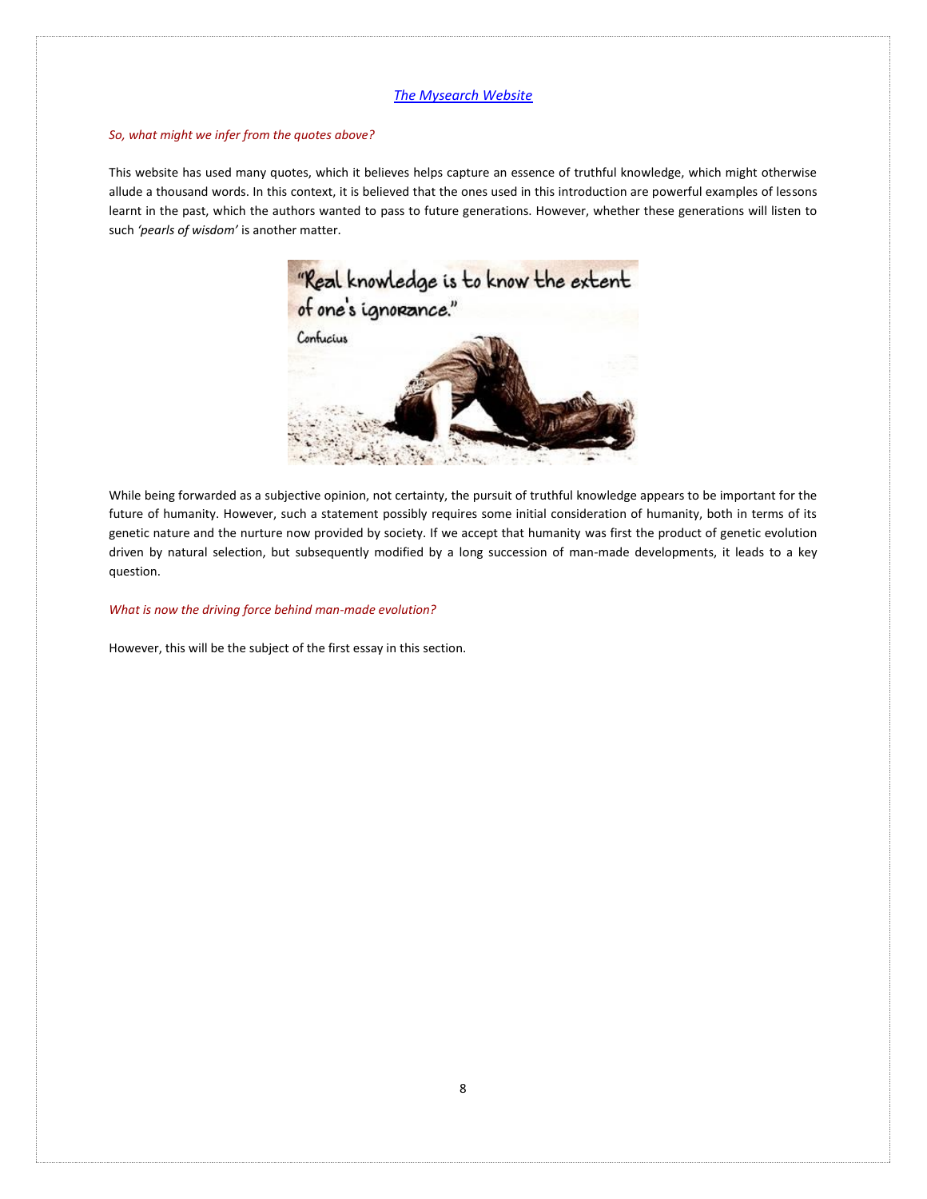[The Mysearch Website](#)

*So, what might we infer from the quotes above?*

This website has used many quotes, which it believes helps capture an essence of truthful knowledge, which might otherwise allude a thousand words. In this context, it is believed that the ones used in this introduction are powerful examples of lessons learnt in the past, which the authors wanted to pass to future generations. However, whether these generations will listen to such *'pearls of wisdom'* is another matter.

"Real knowledge is to know the extent of one's ignorance."
Confucius

While being forwarded as a subjective opinion, not certainty, the pursuit of truthful knowledge appears to be important for the future of humanity. However, such a statement possibly requires some initial consideration of humanity, both in terms of its genetic nature and the nurture now provided by society. If we accept that humanity was first the product of genetic evolution driven by natural selection, but subsequently modified by a long succession of man-made developments, it leads to a key question.

*What is now the driving force behind man-made evolution?*

However, this will be the subject of the first essay in this section.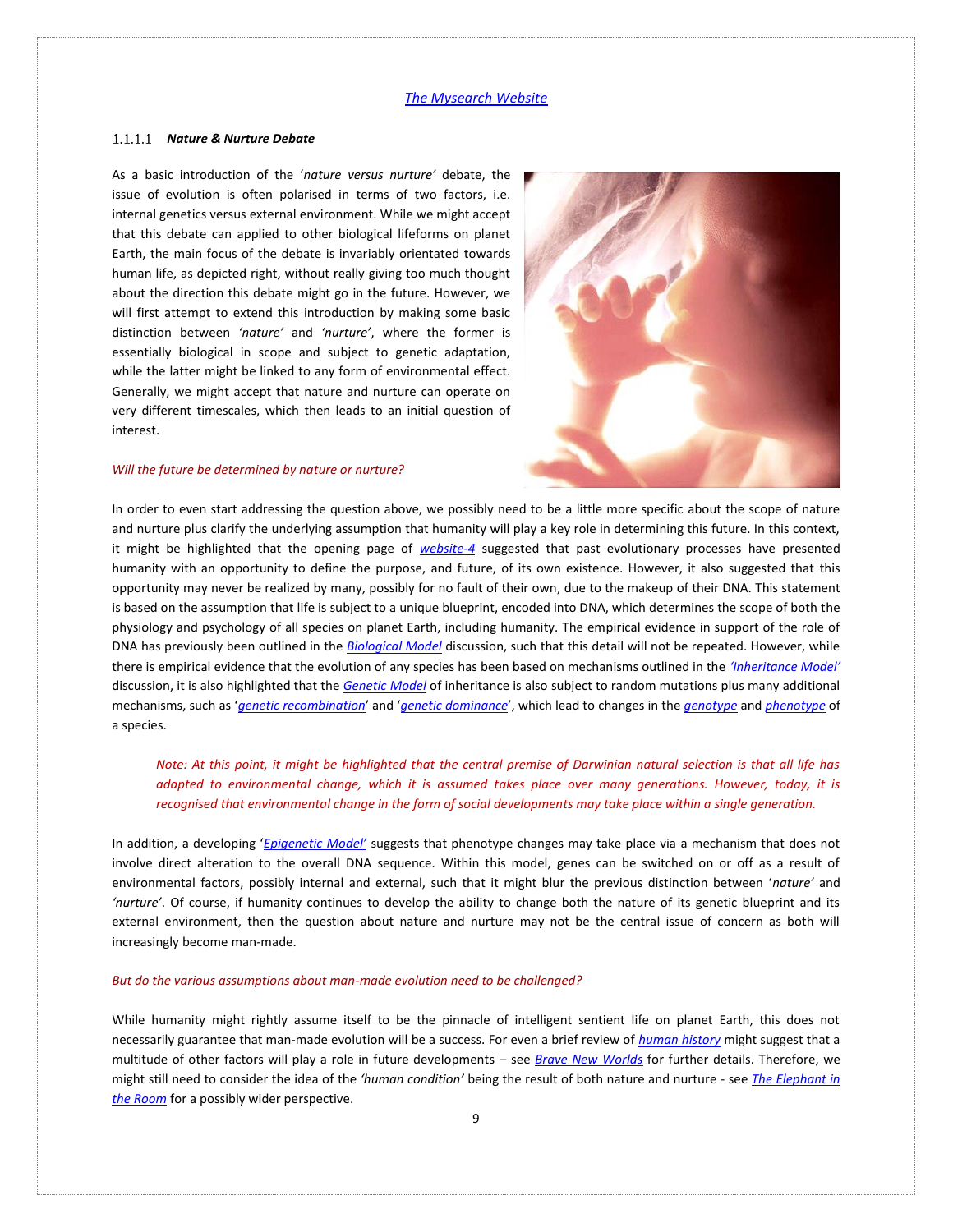The Mysearch Website

#### 1.1.1.1 *Nature & Nurture Debate*

As a basic introduction of the '*nature versus nurture*' debate, the issue of evolution is often polarised in terms of two factors, i.e. internal genetics versus external environment. While we might accept that this debate can applied to other biological lifeforms on planet Earth, the main focus of the debate is invariably orientated towards human life, as depicted right, without really giving too much thought about the direction this debate might go in the future. However, we will first attempt to extend this introduction by making some basic distinction between *'nature'* and *'nurture'*, where the former is essentially biological in scope and subject to genetic adaptation, while the latter might be linked to any form of environmental effect. Generally, we might accept that nature and nurture can operate on very different timescales, which then leads to an initial question of interest.

*Will the future be determined by nature or nurture?*

In order to even start addressing the question above, we possibly need to be a little more specific about the scope of nature and nurture plus clarify the underlying assumption that humanity will play a key role in determining this future. In this context, it might be highlighted that the opening page of *website-4* suggested that past evolutionary processes have presented humanity with an opportunity to define the purpose, and future, of its own existence. However, it also suggested that this opportunity may never be realized by many, possibly for no fault of their own, due to the makeup of their DNA. This statement is based on the assumption that life is subject to a unique blueprint, encoded into DNA, which determines the scope of both the physiology and psychology of all species on planet Earth, including humanity. The empirical evidence in support of the role of DNA has previously been outlined in the *Biological Model* discussion, such that this detail will not be repeated. However, while there is empirical evidence that the evolution of any species has been based on mechanisms outlined in the *'Inheritance Model'* discussion, it is also highlighted that the *Genetic Model* of inheritance is also subject to random mutations plus many additional mechanisms, such as '*genetic recombination*' and '*genetic dominance*', which lead to changes in the *genotype* and *phenotype* of a species.

> *Note: At this point, it might be highlighted that the central premise of Darwinian natural selection is that all life has adapted to environmental change, which it is assumed takes place over many generations. However, today, it is recognised that environmental change in the form of social developments may take place within a single generation.*

In addition, a developing '*Epigenetic Model*' suggests that phenotype changes may take place via a mechanism that does not involve direct alteration to the overall DNA sequence. Within this model, genes can be switched on or off as a result of environmental factors, possibly internal and external, such that it might blur the previous distinction between '*nature*' and *'nurture'*. Of course, if humanity continues to develop the ability to change both the nature of its genetic blueprint and its external environment, then the question about nature and nurture may not be the central issue of concern as both will increasingly become man-made.

*But do the various assumptions about man-made evolution need to be challenged?*

While humanity might rightly assume itself to be the pinnacle of intelligent sentient life on planet Earth, this does not necessarily guarantee that man-made evolution will be a success. For even a brief review of *human history* might suggest that a multitude of other factors will play a role in future developments – see *Brave New Worlds* for further details. Therefore, we might still need to consider the idea of the *'human condition'* being the result of both nature and nurture - see *The Elephant in the Room* for a possibly wider perspective.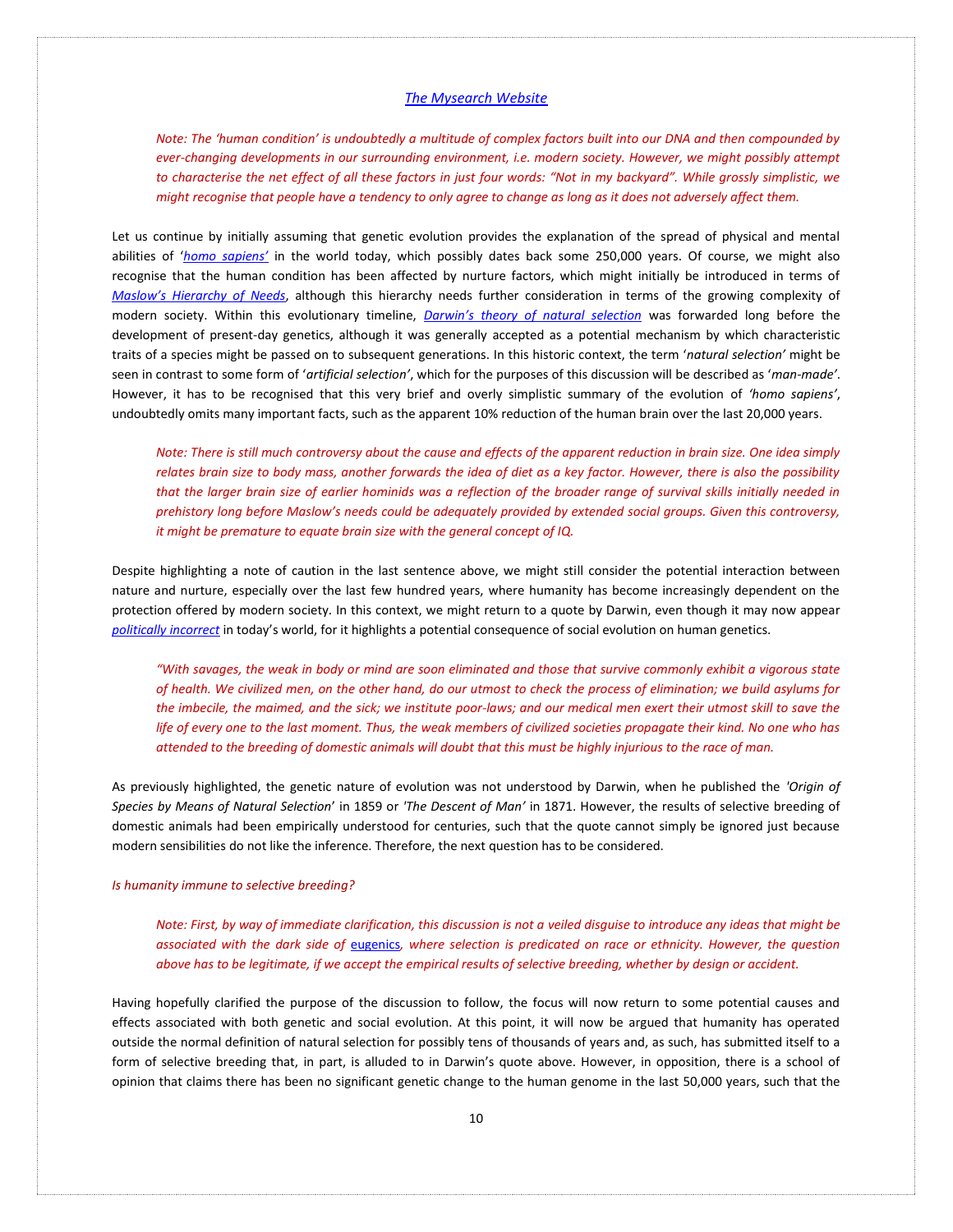*The Mysearch Website*

> *Note: The 'human condition' is undoubtedly a multitude of complex factors built into our DNA and then compounded by ever-changing developments in our surrounding environment, i.e. modern society. However, we might possibly attempt to characterise the net effect of all these factors in just four words: "Not in my backyard". While grossly simplistic, we might recognise that people have a tendency to only agree to change as long as it does not adversely affect them.*

Let us continue by initially assuming that genetic evolution provides the explanation of the spread of physical and mental abilities of '*homo sapiens'* in the world today, which possibly dates back some 250,000 years. Of course, we might also recognise that the human condition has been affected by nurture factors, which might initially be introduced in terms of *Maslow's Hierarchy of Needs*, although this hierarchy needs further consideration in terms of the growing complexity of modern society. Within this evolutionary timeline, *Darwin's theory of natural selection* was forwarded long before the development of present-day genetics, although it was generally accepted as a potential mechanism by which characteristic traits of a species might be passed on to subsequent generations. In this historic context, the term '*natural selection'* might be seen in contrast to some form of '*artificial selection'*, which for the purposes of this discussion will be described as '*man-made'*. However, it has to be recognised that this very brief and overly simplistic summary of the evolution of *'homo sapiens'*, undoubtedly omits many important facts, such as the apparent 10% reduction of the human brain over the last 20,000 years.

> *Note: There is still much controversy about the cause and effects of the apparent reduction in brain size. One idea simply relates brain size to body mass, another forwards the idea of diet as a key factor. However, there is also the possibility that the larger brain size of earlier hominids was a reflection of the broader range of survival skills initially needed in prehistory long before Maslow's needs could be adequately provided by extended social groups. Given this controversy, it might be premature to equate brain size with the general concept of IQ.*

Despite highlighting a note of caution in the last sentence above, we might still consider the potential interaction between nature and nurture, especially over the last few hundred years, where humanity has become increasingly dependent on the protection offered by modern society. In this context, we might return to a quote by Darwin, even though it may now appear *politically incorrect* in today's world, for it highlights a potential consequence of social evolution on human genetics.

> *"With savages, the weak in body or mind are soon eliminated and those that survive commonly exhibit a vigorous state of health. We civilized men, on the other hand, do our utmost to check the process of elimination; we build asylums for the imbecile, the maimed, and the sick; we institute poor-laws; and our medical men exert their utmost skill to save the life of every one to the last moment. Thus, the weak members of civilized societies propagate their kind. No one who has attended to the breeding of domestic animals will doubt that this must be highly injurious to the race of man.*

As previously highlighted, the genetic nature of evolution was not understood by Darwin, when he published the *'Origin of Species by Means of Natural Selection*' in 1859 or *'The Descent of Man'* in 1871. However, the results of selective breeding of domestic animals had been empirically understood for centuries, such that the quote cannot simply be ignored just because modern sensibilities do not like the inference. Therefore, the next question has to be considered.

*Is humanity immune to selective breeding?*

> *Note: First, by way of immediate clarification, this discussion is not a veiled disguise to introduce any ideas that might be associated with the dark side of* eugenics*, where selection is predicated on race or ethnicity. However, the question above has to be legitimate, if we accept the empirical results of selective breeding, whether by design or accident.*

Having hopefully clarified the purpose of the discussion to follow, the focus will now return to some potential causes and effects associated with both genetic and social evolution. At this point, it will now be argued that humanity has operated outside the normal definition of natural selection for possibly tens of thousands of years and, as such, has submitted itself to a form of selective breeding that, in part, is alluded to in Darwin's quote above. However, in opposition, there is a school of opinion that claims there has been no significant genetic change to the human genome in the last 50,000 years, such that the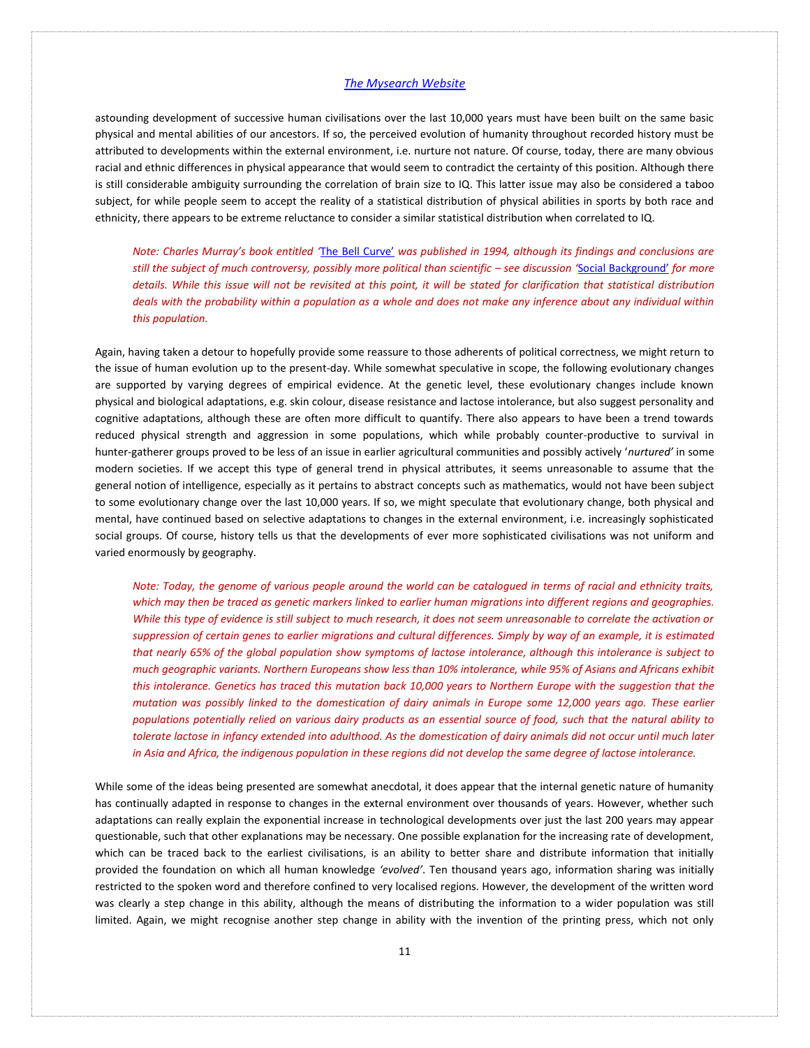astounding development of successive human civilisations over the last 10,000 years must have been built on the same basic physical and mental abilities of our ancestors. If so, the perceived evolution of humanity throughout recorded history must be attributed to developments within the external environment, i.e. nurture not nature. Of course, today, there are many obvious racial and ethnic differences in physical appearance that would seem to contradict the certainty of this position. Although there is still considerable ambiguity surrounding the correlation of brain size to IQ. This latter issue may also be considered a taboo subject, for while people seem to accept the reality of a statistical distribution of physical abilities in sports by both race and ethnicity, there appears to be extreme reluctance to consider a similar statistical distribution when correlated to IQ.

> *Note: Charles Murray's book entitled '*[The Bell Curve](The Bell Curve)*' was published in 1994, although its findings and conclusions are still the subject of much controversy, possibly more political than scientific – see discussion '*[Social Background](Social Background)*' for more details. While this issue will not be revisited at this point, it will be stated for clarification that statistical distribution deals with the probability within a population as a whole and does not make any inference about any individual within this population.*

Again, having taken a detour to hopefully provide some reassure to those adherents of political correctness, we might return to the issue of human evolution up to the present-day. While somewhat speculative in scope, the following evolutionary changes are supported by varying degrees of empirical evidence. At the genetic level, these evolutionary changes include known physical and biological adaptations, e.g. skin colour, disease resistance and lactose intolerance, but also suggest personality and cognitive adaptations, although these are often more difficult to quantify. There also appears to have been a trend towards reduced physical strength and aggression in some populations, which while probably counter-productive to survival in hunter-gatherer groups proved to be less of an issue in earlier agricultural communities and possibly actively '*nurtured*' in some modern societies. If we accept this type of general trend in physical attributes, it seems unreasonable to assume that the general notion of intelligence, especially as it pertains to abstract concepts such as mathematics, would not have been subject to some evolutionary change over the last 10,000 years. If so, we might speculate that evolutionary change, both physical and mental, have continued based on selective adaptations to changes in the external environment, i.e. increasingly sophisticated social groups. Of course, history tells us that the developments of ever more sophisticated civilisations was not uniform and varied enormously by geography.

> *Note: Today, the genome of various people around the world can be catalogued in terms of racial and ethnicity traits, which may then be traced as genetic markers linked to earlier human migrations into different regions and geographies. While this type of evidence is still subject to much research, it does not seem unreasonable to correlate the activation or suppression of certain genes to earlier migrations and cultural differences. Simply by way of an example, it is estimated that nearly 65% of the global population show symptoms of lactose intolerance, although this intolerance is subject to much geographic variants. Northern Europeans show less than 10% intolerance, while 95% of Asians and Africans exhibit this intolerance. Genetics has traced this mutation back 10,000 years to Northern Europe with the suggestion that the mutation was possibly linked to the domestication of dairy animals in Europe some 12,000 years ago. These earlier populations potentially relied on various dairy products as an essential source of food, such that the natural ability to tolerate lactose in infancy extended into adulthood. As the domestication of dairy animals did not occur until much later in Asia and Africa, the indigenous population in these regions did not develop the same degree of lactose intolerance.*

While some of the ideas being presented are somewhat anecdotal, it does appear that the internal genetic nature of humanity has continually adapted in response to changes in the external environment over thousands of years. However, whether such adaptations can really explain the exponential increase in technological developments over just the last 200 years may appear questionable, such that other explanations may be necessary. One possible explanation for the increasing rate of development, which can be traced back to the earliest civilisations, is an ability to better share and distribute information that initially provided the foundation on which all human knowledge *'evolved'*. Ten thousand years ago, information sharing was initially restricted to the spoken word and therefore confined to very localised regions. However, the development of the written word was clearly a step change in this ability, although the means of distributing the information to a wider population was still limited. Again, we might recognise another step change in ability with the invention of the printing press, which not only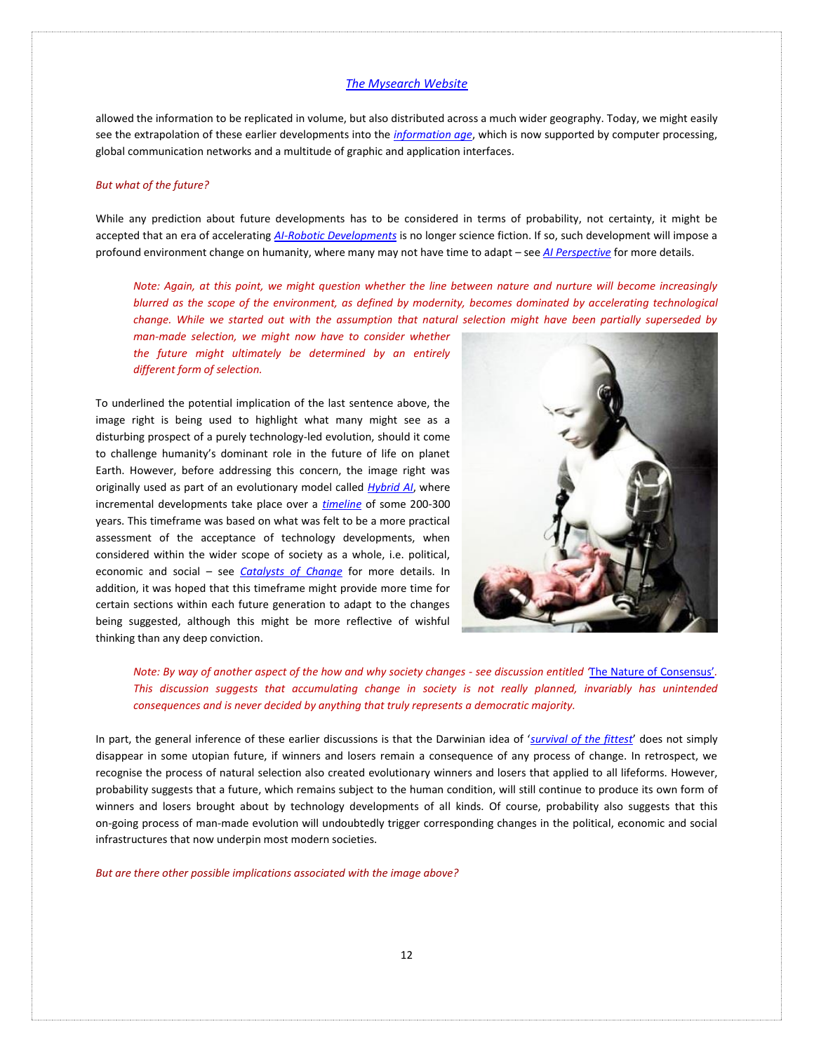allowed the information to be replicated in volume, but also distributed across a much wider geography. Today, we might easily see the extrapolation of these earlier developments into the *information age*, which is now supported by computer processing, global communication networks and a multitude of graphic and application interfaces.

*But what of the future?*

While any prediction about future developments has to be considered in terms of probability, not certainty, it might be accepted that an era of accelerating *AI-Robotic Developments* is no longer science fiction. If so, such development will impose a profound environment change on humanity, where many may not have time to adapt – see *AI Perspective* for more details.

> *Note: Again, at this point, we might question whether the line between nature and nurture will become increasingly blurred as the scope of the environment, as defined by modernity, becomes dominated by accelerating technological change. While we started out with the assumption that natural selection might have been partially superseded by man-made selection, we might now have to consider whether the future might ultimately be determined by an entirely different form of selection.*

To underlined the potential implication of the last sentence above, the image right is being used to highlight what many might see as a disturbing prospect of a purely technology-led evolution, should it come to challenge humanity's dominant role in the future of life on planet Earth. However, before addressing this concern, the image right was originally used as part of an evolutionary model called *Hybrid AI*, where incremental developments take place over a *timeline* of some 200-300 years. This timeframe was based on what was felt to be a more practical assessment of the acceptance of technology developments, when considered within the wider scope of society as a whole, i.e. political, economic and social – see *Catalysts of Change* for more details. In addition, it was hoped that this timeframe might provide more time for certain sections within each future generation to adapt to the changes being suggested, although this might be more reflective of wishful thinking than any deep conviction.

> *Note: By way of another aspect of the how and why society changes - see discussion entitled '*The Nature of Consensus*'. This discussion suggests that accumulating change in society is not really planned, invariably has unintended consequences and is never decided by anything that truly represents a democratic majority.*

In part, the general inference of these earlier discussions is that the Darwinian idea of '*survival of the fittest*' does not simply disappear in some utopian future, if winners and losers remain a consequence of any process of change. In retrospect, we recognise the process of natural selection also created evolutionary winners and losers that applied to all lifeforms. However, probability suggests that a future, which remains subject to the human condition, will still continue to produce its own form of winners and losers brought about by technology developments of all kinds. Of course, probability also suggests that this on-going process of man-made evolution will undoubtedly trigger corresponding changes in the political, economic and social infrastructures that now underpin most modern societies.

*But are there other possible implications associated with the image above?*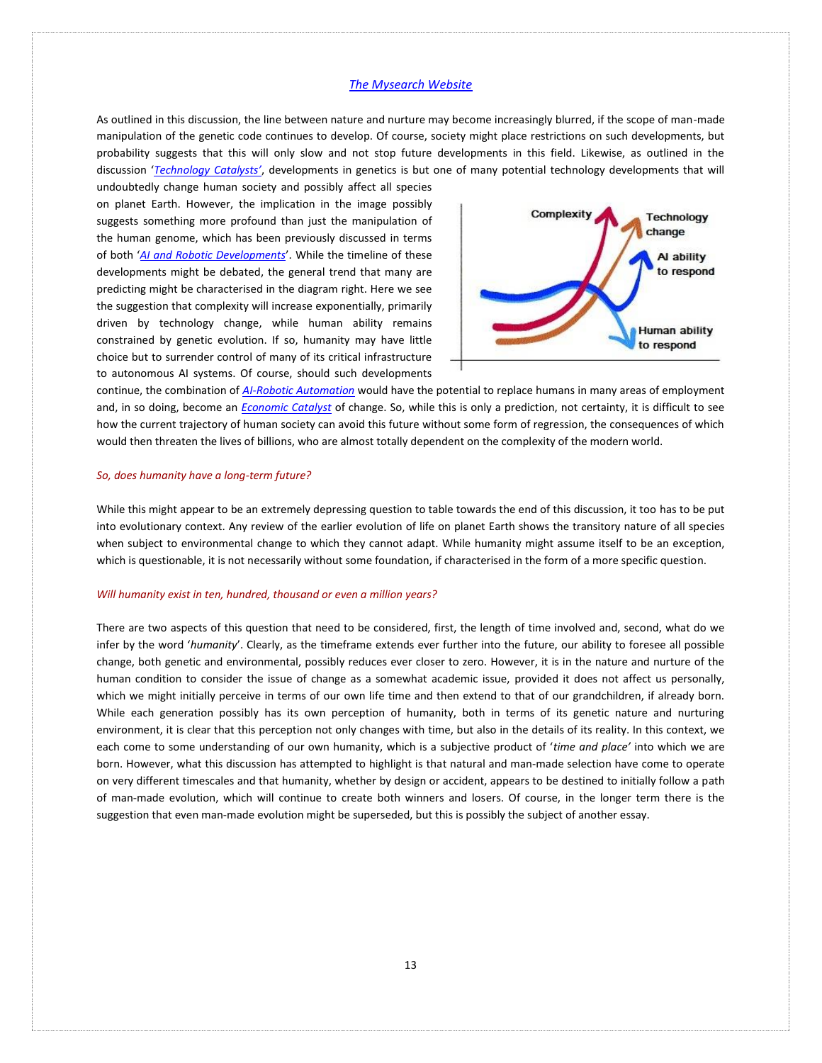As outlined in this discussion, the line between nature and nurture may become increasingly blurred, if the scope of man-made manipulation of the genetic code continues to develop. Of course, society might place restrictions on such developments, but probability suggests that this will only slow and not stop future developments in this field. Likewise, as outlined in the discussion '*Technology Catalysts'*, developments in genetics is but one of many potential technology developments that will undoubtedly change human society and possibly affect all species on planet Earth. However, the implication in the image possibly suggests something more profound than just the manipulation of the human genome, which has been previously discussed in terms of both '*AI and Robotic Developments*'. While the timeline of these developments might be debated, the general trend that many are predicting might be characterised in the diagram right. Here we see the suggestion that complexity will increase exponentially, primarily driven by technology change, while human ability remains constrained by genetic evolution. If so, humanity may have little choice but to surrender control of many of its critical infrastructure to autonomous AI systems. Of course, should such developments continue, the combination of *AI-Robotic Automation* would have the potential to replace humans in many areas of employment and, in so doing, become an *Economic Catalyst* of change. So, while this is only a prediction, not certainty, it is difficult to see how the current trajectory of human society can avoid this future without some form of regression, the consequences of which would then threaten the lives of billions, who are almost totally dependent on the complexity of the modern world.

Complexity
Technology change
AI ability to respond
Human ability to respond

*So, does humanity have a long-term future?*

While this might appear to be an extremely depressing question to table towards the end of this discussion, it too has to be put into evolutionary context. Any review of the earlier evolution of life on planet Earth shows the transitory nature of all species when subject to environmental change to which they cannot adapt. While humanity might assume itself to be an exception, which is questionable, it is not necessarily without some foundation, if characterised in the form of a more specific question.

*Will humanity exist in ten, hundred, thousand or even a million years?*

There are two aspects of this question that need to be considered, first, the length of time involved and, second, what do we infer by the word '*humanity*'. Clearly, as the timeframe extends ever further into the future, our ability to foresee all possible change, both genetic and environmental, possibly reduces ever closer to zero. However, it is in the nature and nurture of the human condition to consider the issue of change as a somewhat academic issue, provided it does not affect us personally, which we might initially perceive in terms of our own life time and then extend to that of our grandchildren, if already born. While each generation possibly has its own perception of humanity, both in terms of its genetic nature and nurturing environment, it is clear that this perception not only changes with time, but also in the details of its reality. In this context, we each come to some understanding of our own humanity, which is a subjective product of '*time and place'* into which we are born. However, what this discussion has attempted to highlight is that natural and man-made selection have come to operate on very different timescales and that humanity, whether by design or accident, appears to be destined to initially follow a path of man-made evolution, which will continue to create both winners and losers. Of course, in the longer term there is the suggestion that even man-made evolution might be superseded, but this is possibly the subject of another essay.